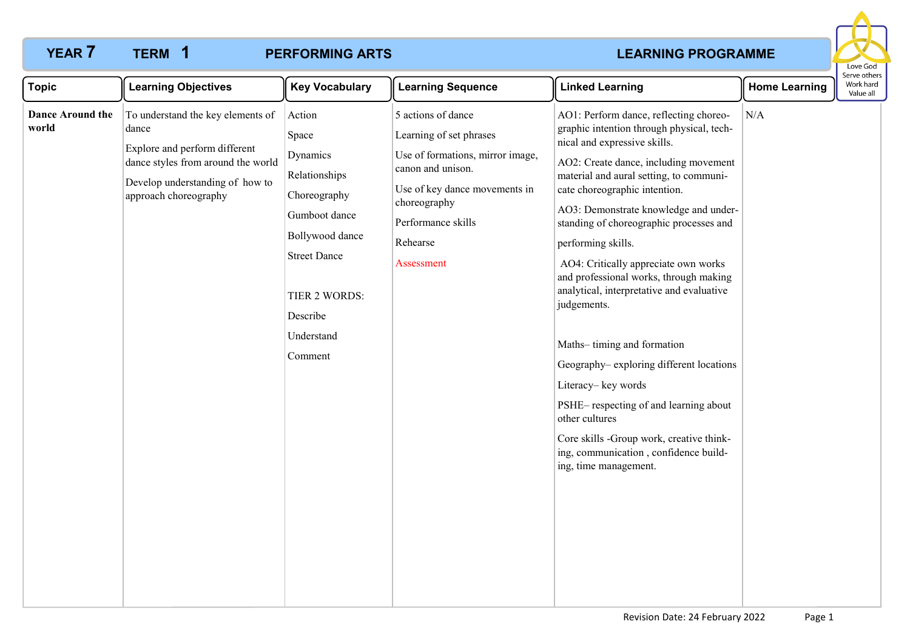# YEAR 7 TERM 1 PERFORMING ARTS LEARNING PROGRAMME

Love God
Serve others
Work hard
Value all

| Topic | Learning Objectives | Key Vocabulary | Learning Sequence | Linked Learning | Home Learning |
|---|---|---|---|---|---|
| **Dance Around the world** | To understand the key elements of dance<br><br>Explore and perform different dance styles from around the world<br><br>Develop understanding of how to approach choreography | Action<br><br>Space<br><br>Dynamics<br><br>Relationships<br><br>Choreography<br><br>Gumboot dance<br><br>Bollywood dance<br><br>Street Dance<br><br>TIER 2 WORDS:<br><br>Describe<br><br>Understand<br><br>Comment | 5 actions of dance<br><br>Learning of set phrases<br><br>Use of formations, mirror image, canon and unison.<br><br>Use of key dance movements in choreography<br><br>Performance skills<br><br>Rehearse<br><br>Assessment | AO1: Perform dance, reflecting choreographic intention through physical, technical and expressive skills.<br><br>AO2: Create dance, including movement material and aural setting, to communicate choreographic intention.<br><br>AO3: Demonstrate knowledge and understanding of choreographic processes and performing skills.<br><br>AO4: Critically appreciate own works and professional works, through making analytical, interpretative and evaluative judgements.<br><br>Maths– timing and formation<br><br>Geography– exploring different locations<br><br>Literacy– key words<br><br>PSHE– respecting of and learning about other cultures<br><br>Core skills -Group work, creative thinking, communication , confidence building, time management. | N/A |

Revision Date: 24 February 2022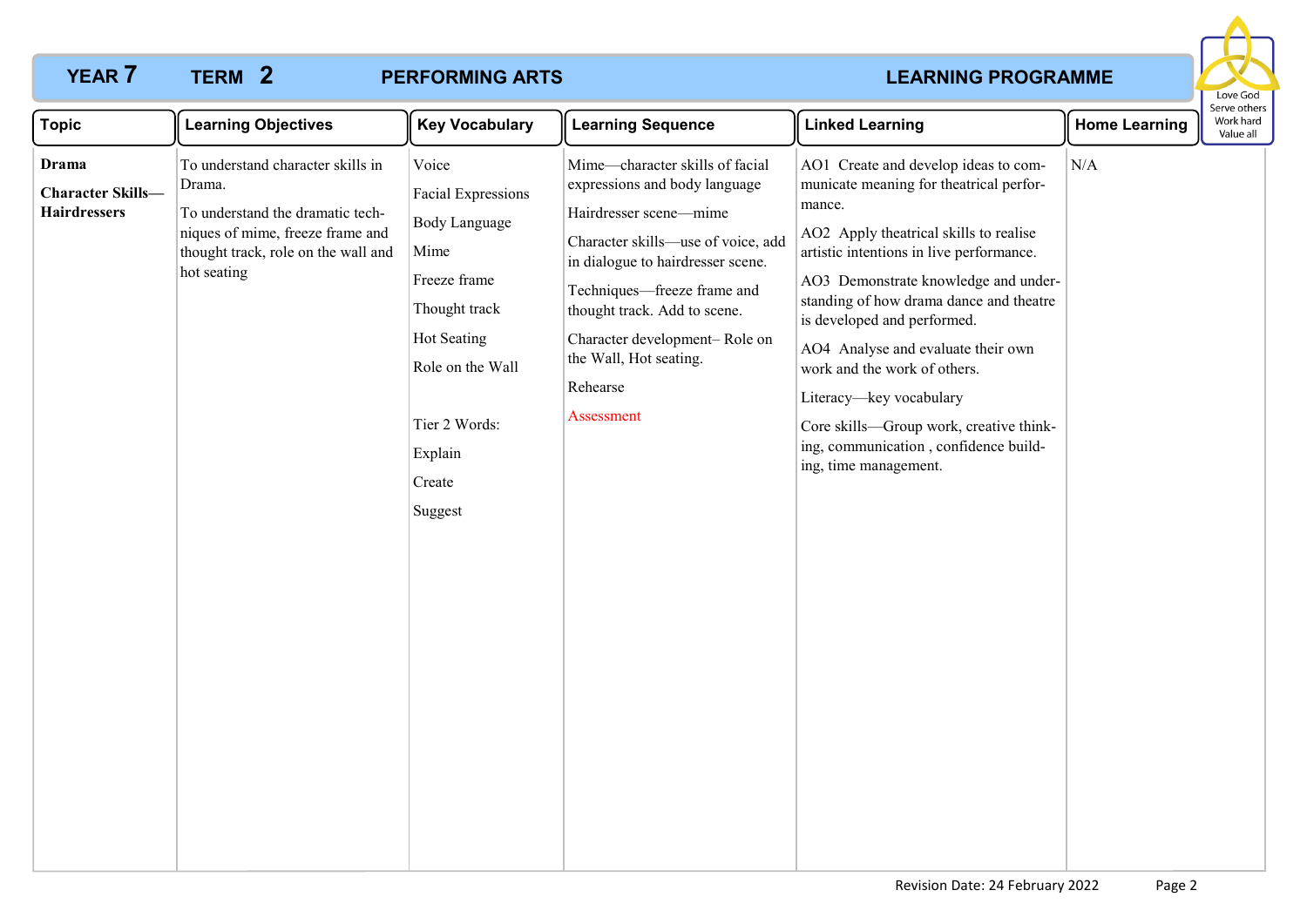# YEAR 7 TERM 2 PERFORMING ARTS LEARNING PROGRAMME

Love God
Serve others
Work hard
Value all

| Topic | Learning Objectives | Key Vocabulary | Learning Sequence | Linked Learning | Home Learning |
|---|---|---|---|---|---|
| **Drama**<br><br>**Character Skills—Hairdressers** | To understand character skills in Drama.<br><br>To understand the dramatic techniques of mime, freeze frame and thought track, role on the wall and hot seating | Voice<br><br>Facial Expressions<br><br>Body Language<br><br>Mime<br><br>Freeze frame<br><br>Thought track<br><br>Hot Seating<br><br>Role on the Wall<br><br>Tier 2 Words:<br><br>Explain<br><br>Create<br><br>Suggest | Mime—character skills of facial expressions and body language<br><br>Hairdresser scene—mime<br><br>Character skills—use of voice, add in dialogue to hairdresser scene.<br><br>Techniques—freeze frame and thought track. Add to scene.<br><br>Character development– Role on the Wall, Hot seating.<br><br>Rehearse<br><br>Assessment | AO1 Create and develop ideas to communicate meaning for theatrical performance.<br><br>AO2 Apply theatrical skills to realise artistic intentions in live performance.<br><br>AO3 Demonstrate knowledge and understanding of how drama dance and theatre is developed and performed.<br><br>AO4 Analyse and evaluate their own work and the work of others.<br><br>Literacy—key vocabulary<br><br>Core skills—Group work, creative thinking, communication , confidence building, time management. | N/A |

Revision Date: 24 February 2022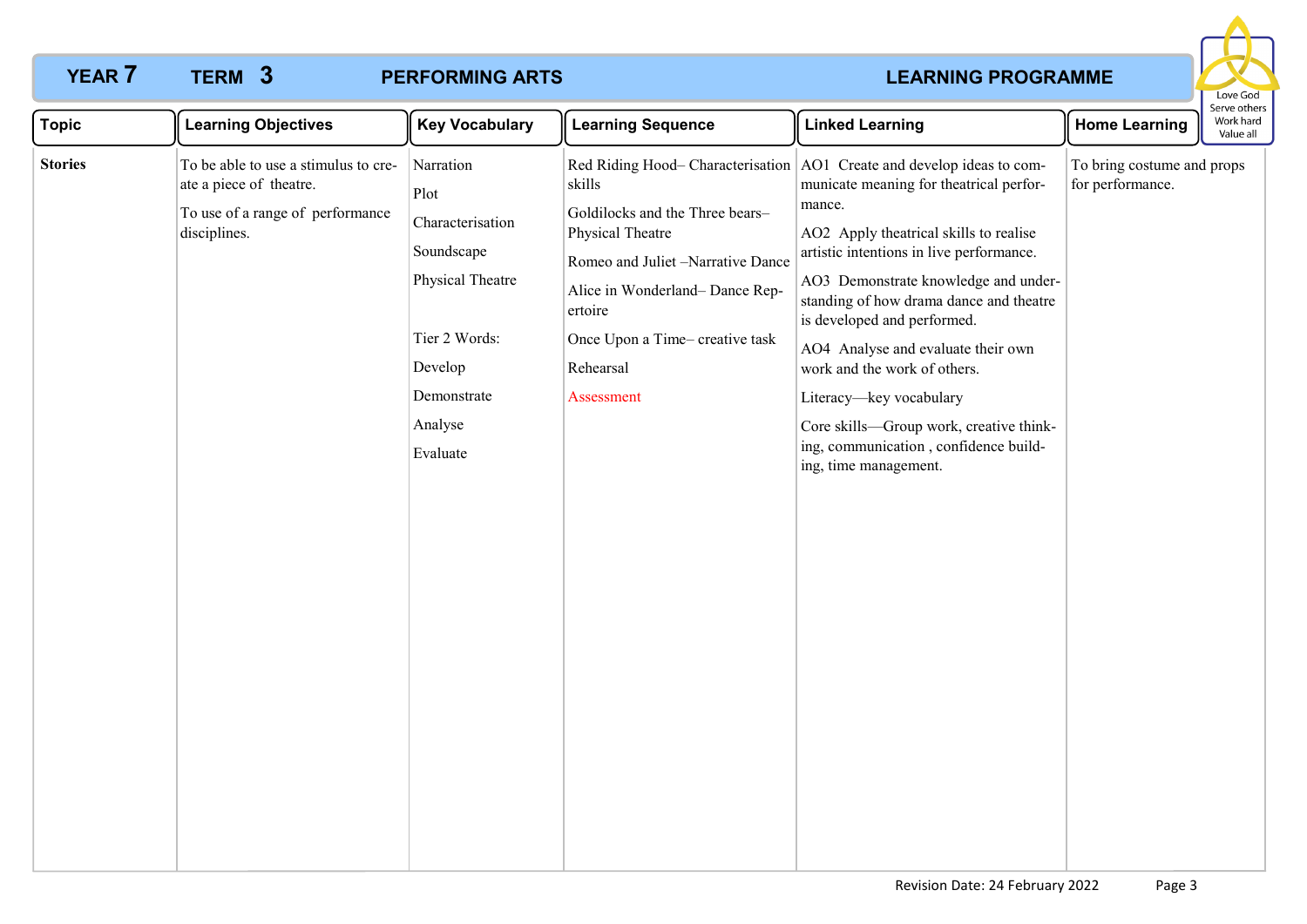# YEAR 7 TERM 3 PERFORMING ARTS LEARNING PROGRAMME

Love God
Serve others
Work hard
Value all

| Topic | Learning Objectives | Key Vocabulary | Learning Sequence | Linked Learning | Home Learning |
|---|---|---|---|---|---|
| **Stories** | To be able to use a stimulus to create a piece of theatre.<br>To use of a range of performance disciplines. | Narration<br>Plot<br>Characterisation<br>Soundscape<br>Physical Theatre<br><br>Tier 2 Words:<br>Develop<br>Demonstrate<br>Analyse<br>Evaluate | Red Riding Hood– Characterisation skills<br>Goldilocks and the Three bears– Physical Theatre<br>Romeo and Juliet –Narrative Dance<br>Alice in Wonderland– Dance Repertoire<br>Once Upon a Time– creative task<br>Rehearsal<br>Assessment | AO1 Create and develop ideas to communicate meaning for theatrical performance.<br>AO2 Apply theatrical skills to realise artistic intentions in live performance.<br>AO3 Demonstrate knowledge and understanding of how drama dance and theatre is developed and performed.<br>AO4 Analyse and evaluate their own work and the work of others.<br>Literacy—key vocabulary<br>Core skills—Group work, creative thinking, communication , confidence building, time management. | To bring costume and props for performance. |

Revision Date: 24 February 2022